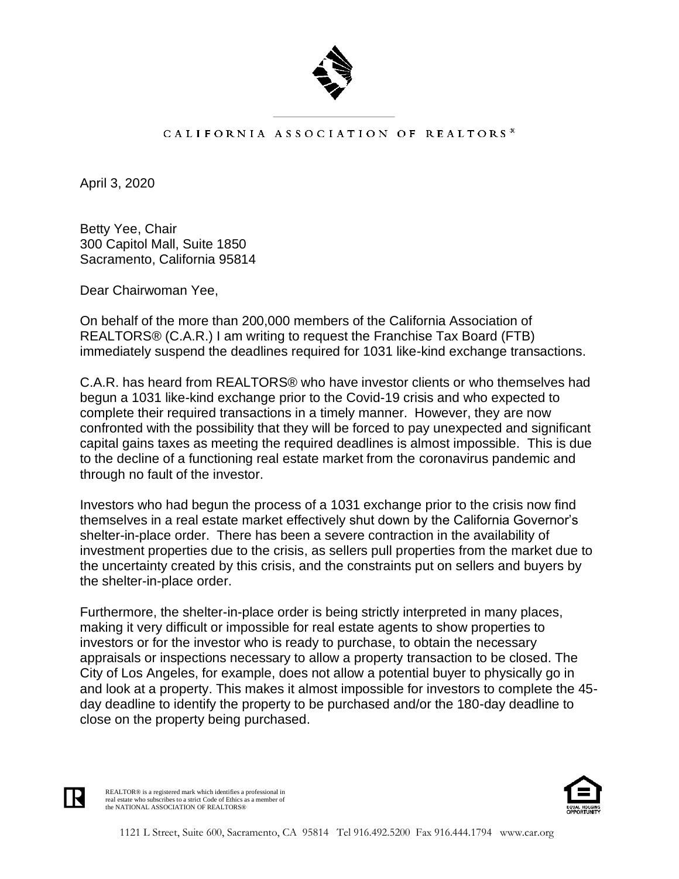CALIFORNIA ASSOCIATION OF REALTORS®

April 3, 2020

Betty Yee, Chair
300 Capitol Mall, Suite 1850
Sacramento, California 95814

Dear Chairwoman Yee,

On behalf of the more than 200,000 members of the California Association of REALTORS® (C.A.R.) I am writing to request the Franchise Tax Board (FTB) immediately suspend the deadlines required for 1031 like-kind exchange transactions.

C.A.R. has heard from REALTORS® who have investor clients or who themselves had begun a 1031 like-kind exchange prior to the Covid-19 crisis and who expected to complete their required transactions in a timely manner. However, they are now confronted with the possibility that they will be forced to pay unexpected and significant capital gains taxes as meeting the required deadlines is almost impossible. This is due to the decline of a functioning real estate market from the coronavirus pandemic and through no fault of the investor.

Investors who had begun the process of a 1031 exchange prior to the crisis now find themselves in a real estate market effectively shut down by the California Governor's shelter-in-place order. There has been a severe contraction in the availability of investment properties due to the crisis, as sellers pull properties from the market due to the uncertainty created by this crisis, and the constraints put on sellers and buyers by the shelter-in-place order.

Furthermore, the shelter-in-place order is being strictly interpreted in many places, making it very difficult or impossible for real estate agents to show properties to investors or for the investor who is ready to purchase, to obtain the necessary appraisals or inspections necessary to allow a property transaction to be closed. The City of Los Angeles, for example, does not allow a potential buyer to physically go in and look at a property. This makes it almost impossible for investors to complete the 45-day deadline to identify the property to be purchased and/or the 180-day deadline to close on the property being purchased.

REALTOR® is a registered mark which identifies a professional in real estate who subscribes to a strict Code of Ethics as a member of the NATIONAL ASSOCIATION OF REALTORS®

1121 L Street, Suite 600, Sacramento, CA 95814 Tel 916.492.5200 Fax 916.444.1794 www.car.org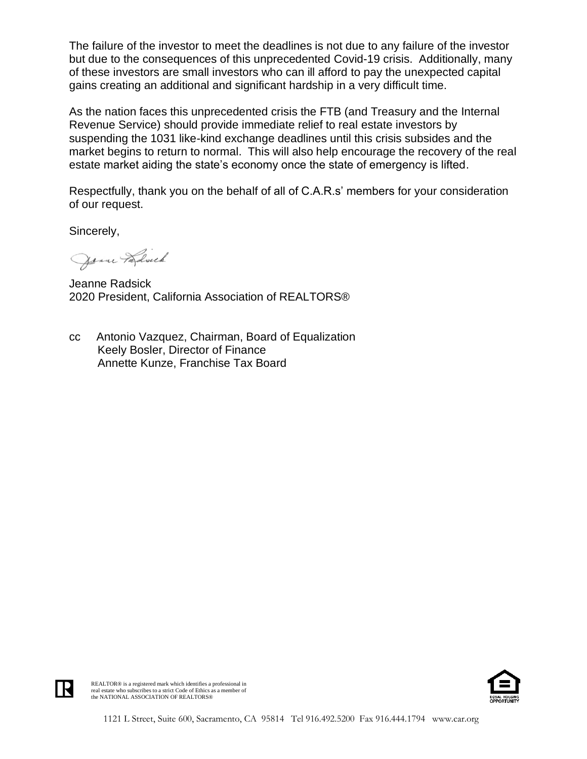The failure of the investor to meet the deadlines is not due to any failure of the investor but due to the consequences of this unprecedented Covid-19 crisis. Additionally, many of these investors are small investors who can ill afford to pay the unexpected capital gains creating an additional and significant hardship in a very difficult time.

As the nation faces this unprecedented crisis the FTB (and Treasury and the Internal Revenue Service) should provide immediate relief to real estate investors by suspending the 1031 like-kind exchange deadlines until this crisis subsides and the market begins to return to normal. This will also help encourage the recovery of the real estate market aiding the state's economy once the state of emergency is lifted.

Respectfully, thank you on the behalf of all of C.A.R.s' members for your consideration of our request.

Sincerely,

Jeanne Radsick
2020 President, California Association of REALTORS®

cc Antonio Vazquez, Chairman, Board of Equalization
Keely Bosler, Director of Finance
Annette Kunze, Franchise Tax Board

REALTOR® is a registered mark which identifies a professional in real estate who subscribes to a strict Code of Ethics as a member of the NATIONAL ASSOCIATION OF REALTORS®

EQUAL HOUSING OPPORTUNITY

1121 L Street, Suite 600, Sacramento, CA 95814 Tel 916.492.5200 Fax 916.444.1794 www.car.org